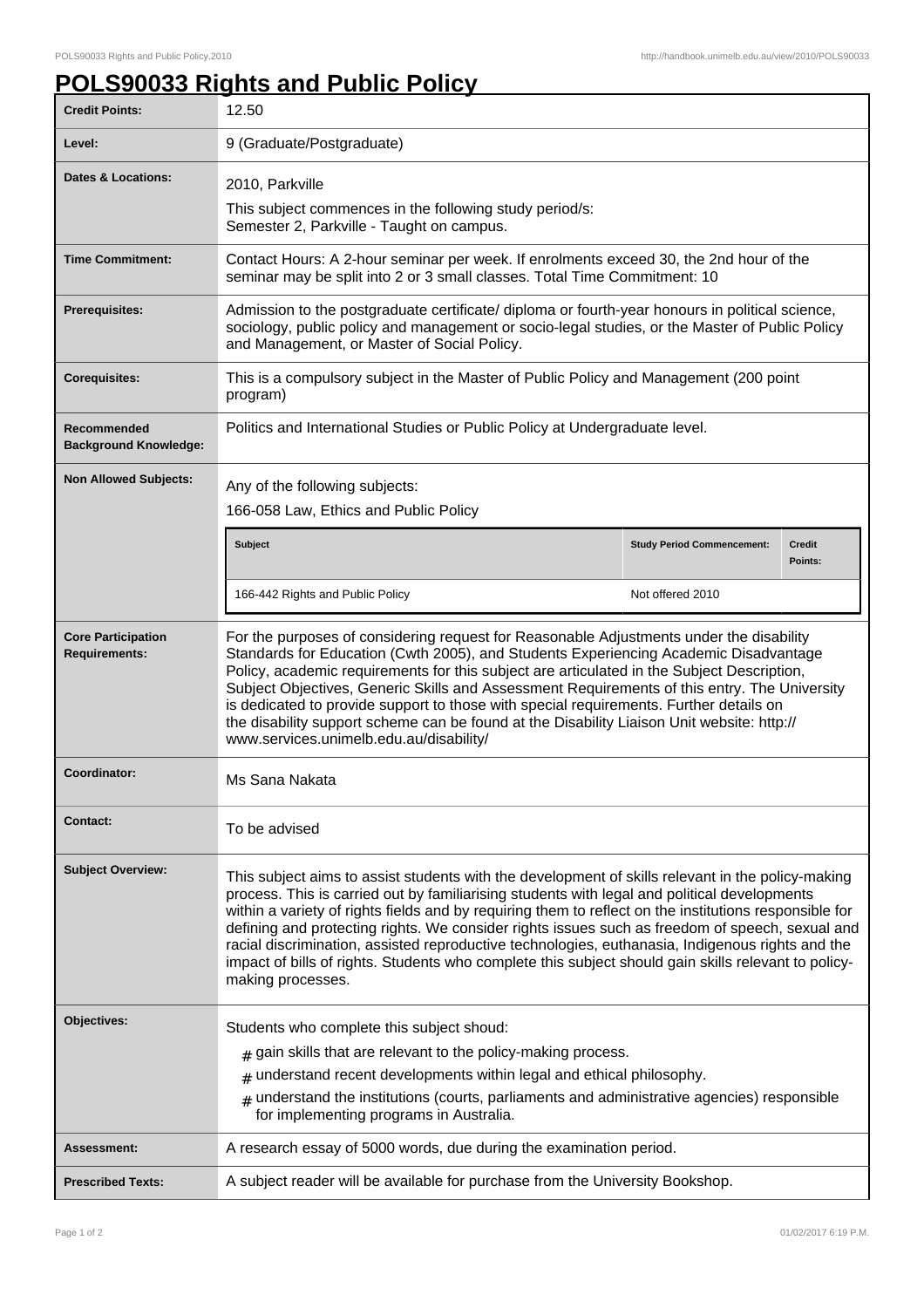# POLS90033 Rights and Public Policy

| | |
|---|---|
| **Credit Points:** | 12.50 |
| **Level:** | 9 (Graduate/Postgraduate) |
| **Dates & Locations:** | 2010, Parkville<br>This subject commences in the following study period/s:<br>Semester 2, Parkville - Taught on campus. |
| **Time Commitment:** | Contact Hours: A 2-hour seminar per week. If enrolments exceed 30, the 2nd hour of the seminar may be split into 2 or 3 small classes. Total Time Commitment: 10 |
| **Prerequisites:** | Admission to the postgraduate certificate/ diploma or fourth-year honours in political science, sociology, public policy and management or socio-legal studies, or the Master of Public Policy and Management, or Master of Social Policy. |
| **Corequisites:** | This is a compulsory subject in the Master of Public Policy and Management (200 point program) |
| **Recommended Background Knowledge:** | Politics and International Studies or Public Policy at Undergraduate level. |
| **Non Allowed Subjects:** | Any of the following subjects:<br>166-058 Law, Ethics and Public Policy<br><br>**Subject** / **Study Period Commencement:** / **Credit Points:**<br>166-442 Rights and Public Policy / Not offered 2010 / |
| **Core Participation Requirements:** | For the purposes of considering request for Reasonable Adjustments under the disability Standards for Education (Cwth 2005), and Students Experiencing Academic Disadvantage Policy, academic requirements for this subject are articulated in the Subject Description, Subject Objectives, Generic Skills and Assessment Requirements of this entry. The University is dedicated to provide support to those with special requirements. Further details on the disability support scheme can be found at the Disability Liaison Unit website: http://www.services.unimelb.edu.au/disability/ |
| **Coordinator:** | Ms Sana Nakata |
| **Contact:** | To be advised |
| **Subject Overview:** | This subject aims to assist students with the development of skills relevant in the policy-making process. This is carried out by familiarising students with legal and political developments within a variety of rights fields and by requiring them to reflect on the institutions responsible for defining and protecting rights. We consider rights issues such as freedom of speech, sexual and racial discrimination, assisted reproductive technologies, euthanasia, Indigenous rights and the impact of bills of rights. Students who complete this subject should gain skills relevant to policy-making processes. |
| **Objectives:** | Students who complete this subject shoud:<br># gain skills that are relevant to the policy-making process.<br># understand recent developments within legal and ethical philosophy.<br># understand the institutions (courts, parliaments and administrative agencies) responsible for implementing programs in Australia. |
| **Assessment:** | A research essay of 5000 words, due during the examination period. |
| **Prescribed Texts:** | A subject reader will be available for purchase from the University Bookshop. |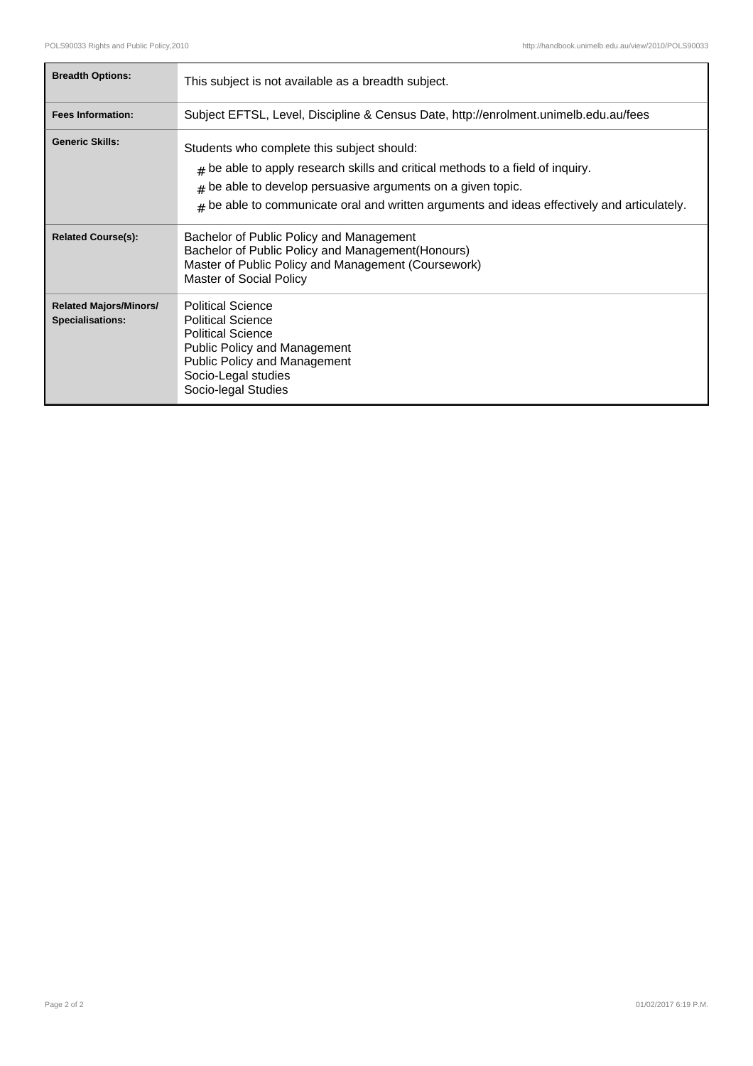| | |
|---|---|
| **Breadth Options:** | This subject is not available as a breadth subject. |
| **Fees Information:** | Subject EFTSL, Level, Discipline & Census Date, http://enrolment.unimelb.edu.au/fees |
| **Generic Skills:** | Students who complete this subject should:<br># be able to apply research skills and critical methods to a field of inquiry.<br># be able to develop persuasive arguments on a given topic.<br># be able to communicate oral and written arguments and ideas effectively and articulately. |
| **Related Course(s):** | Bachelor of Public Policy and Management<br>Bachelor of Public Policy and Management(Honours)<br>Master of Public Policy and Management (Coursework)<br>Master of Social Policy |
| **Related Majors/Minors/ Specialisations:** | Political Science<br>Political Science<br>Political Science<br>Public Policy and Management<br>Public Policy and Management<br>Socio-Legal studies<br>Socio-legal Studies |